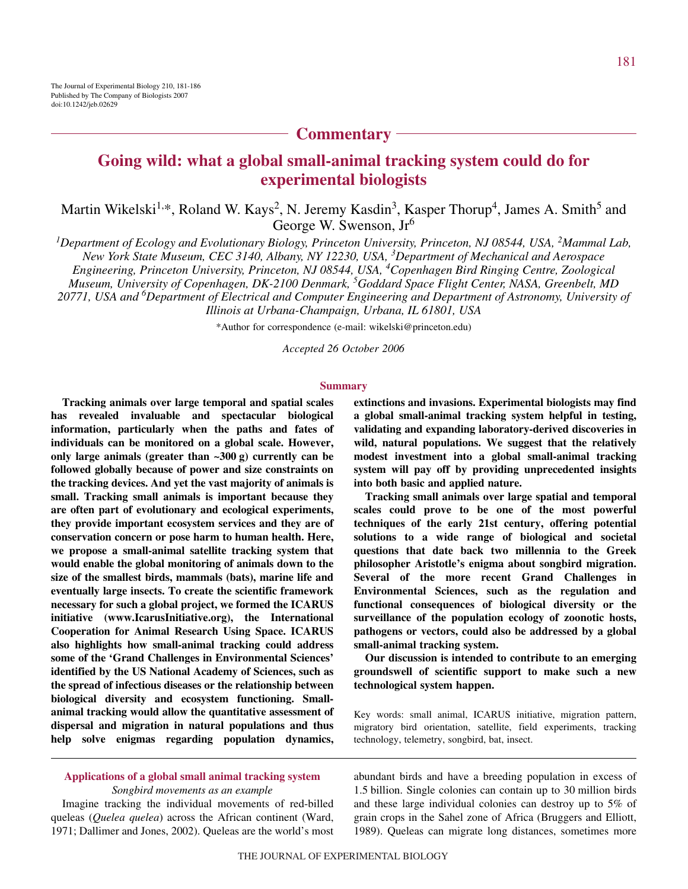The Journal of Experimental Biology 210, 181-186
Published by The Company of Biologists 2007
doi:10.1242/jeb.02629

## Commentary

# Going wild: what a global small-animal tracking system could do for experimental biologists

Martin Wikelski[1,*], Roland W. Kays[2], N. Jeremy Kasdin[3], Kasper Thorup[4], James A. Smith[5] and George W. Swenson, Jr[6]

*[1]Department of Ecology and Evolutionary Biology, Princeton University, Princeton, NJ 08544, USA, [2]Mammal Lab, New York State Museum, CEC 3140, Albany, NY 12230, USA, [3]Department of Mechanical and Aerospace Engineering, Princeton University, Princeton, NJ 08544, USA, [4]Copenhagen Bird Ringing Centre, Zoological Museum, University of Copenhagen, DK-2100 Denmark, [5]Goddard Space Flight Center, NASA, Greenbelt, MD 20771, USA and [6]Department of Electrical and Computer Engineering and Department of Astronomy, University of Illinois at Urbana-Champaign, Urbana, IL 61801, USA*

*Author for correspondence (e-mail: wikelski@princeton.edu)

*Accepted 26 October 2006*

### Summary

**Tracking animals over large temporal and spatial scales has revealed invaluable and spectacular biological information, particularly when the paths and fates of individuals can be monitored on a global scale. However, only large animals (greater than ~300 g) currently can be followed globally because of power and size constraints on the tracking devices. And yet the vast majority of animals is small. Tracking small animals is important because they are often part of evolutionary and ecological experiments, they provide important ecosystem services and they are of conservation concern or pose harm to human health. Here, we propose a small-animal satellite tracking system that would enable the global monitoring of animals down to the size of the smallest birds, mammals (bats), marine life and eventually large insects. To create the scientific framework necessary for such a global project, we formed the ICARUS initiative (www.IcarusInitiative.org), the International Cooperation for Animal Research Using Space. ICARUS also highlights how small-animal tracking could address some of the 'Grand Challenges in Environmental Sciences' identified by the US National Academy of Sciences, such as the spread of infectious diseases or the relationship between biological diversity and ecosystem functioning. Small-animal tracking would allow the quantitative assessment of dispersal and migration in natural populations and thus help solve enigmas regarding population dynamics, extinctions and invasions. Experimental biologists may find a global small-animal tracking system helpful in testing, validating and expanding laboratory-derived discoveries in wild, natural populations. We suggest that the relatively modest investment into a global small-animal tracking system will pay off by providing unprecedented insights into both basic and applied nature.**

**Tracking small animals over large spatial and temporal scales could prove to be one of the most powerful techniques of the early 21st century, offering potential solutions to a wide range of biological and societal questions that date back two millennia to the Greek philosopher Aristotle's enigma about songbird migration. Several of the more recent Grand Challenges in Environmental Sciences, such as the regulation and functional consequences of biological diversity or the surveillance of the population ecology of zoonotic hosts, pathogens or vectors, could also be addressed by a global small-animal tracking system.**

**Our discussion is intended to contribute to an emerging groundswell of scientific support to make such a new technological system happen.**

Key words: small animal, ICARUS initiative, migration pattern, migratory bird orientation, satellite, field experiments, tracking technology, telemetry, songbird, bat, insect.

### Applications of a global small animal tracking system

*Songbird movements as an example*

Imagine tracking the individual movements of red-billed queleas (*Quelea quelea*) across the African continent (Ward, 1971; Dallimer and Jones, 2002). Queleas are the world's most abundant birds and have a breeding population in excess of 1.5 billion. Single colonies can contain up to 30 million birds and these large individual colonies can destroy up to 5% of grain crops in the Sahel zone of Africa (Bruggers and Elliott, 1989). Queleas can migrate long distances, sometimes more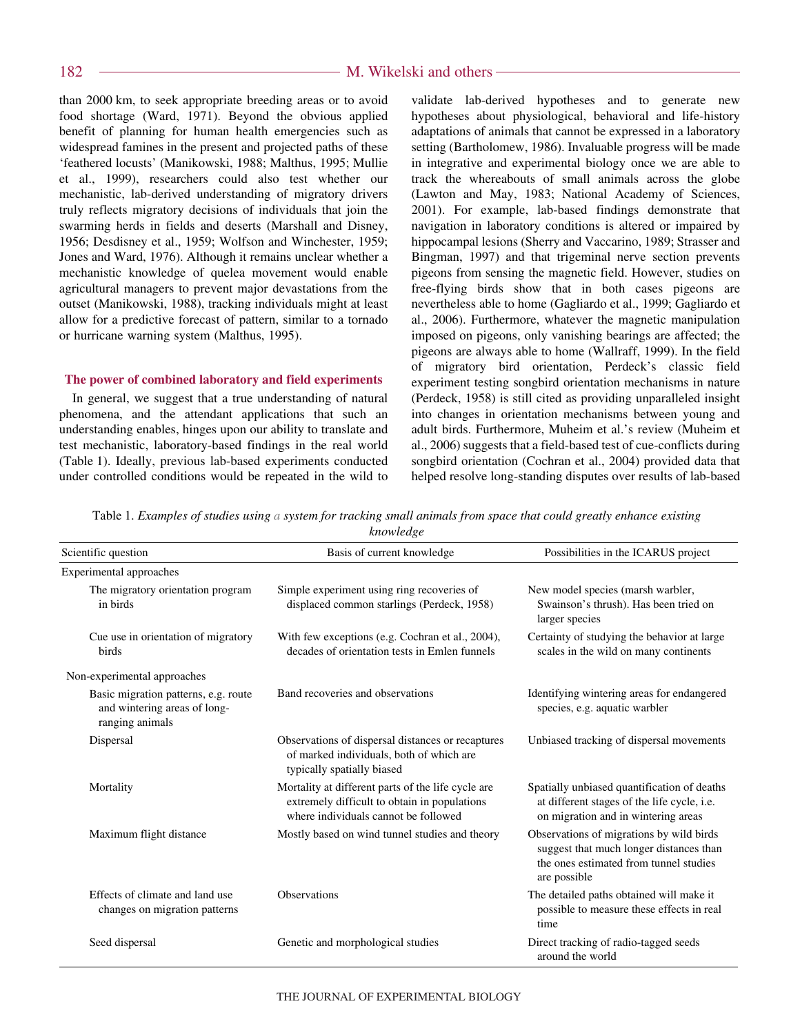than 2000 km, to seek appropriate breeding areas or to avoid food shortage (Ward, 1971). Beyond the obvious applied benefit of planning for human health emergencies such as widespread famines in the present and projected paths of these 'feathered locusts' (Manikowski, 1988; Malthus, 1995; Mullie et al., 1999), researchers could also test whether our mechanistic, lab-derived understanding of migratory drivers truly reflects migratory decisions of individuals that join the swarming herds in fields and deserts (Marshall and Disney, 1956; Desdisney et al., 1959; Wolfson and Winchester, 1959; Jones and Ward, 1976). Although it remains unclear whether a mechanistic knowledge of quelea movement would enable agricultural managers to prevent major devastations from the outset (Manikowski, 1988), tracking individuals might at least allow for a predictive forecast of pattern, similar to a tornado or hurricane warning system (Malthus, 1995).

## The power of combined laboratory and field experiments

In general, we suggest that a true understanding of natural phenomena, and the attendant applications that such an understanding enables, hinges upon our ability to translate and test mechanistic, laboratory-based findings in the real world (Table 1). Ideally, previous lab-based experiments conducted under controlled conditions would be repeated in the wild to validate lab-derived hypotheses and to generate new hypotheses about physiological, behavioral and life-history adaptations of animals that cannot be expressed in a laboratory setting (Bartholomew, 1986). Invaluable progress will be made in integrative and experimental biology once we are able to track the whereabouts of small animals across the globe (Lawton and May, 1983; National Academy of Sciences, 2001). For example, lab-based findings demonstrate that navigation in laboratory conditions is altered or impaired by hippocampal lesions (Sherry and Vaccarino, 1989; Strasser and Bingman, 1997) and that trigeminal nerve section prevents pigeons from sensing the magnetic field. However, studies on free-flying birds show that in both cases pigeons are nevertheless able to home (Gagliardo et al., 1999; Gagliardo et al., 2006). Furthermore, whatever the magnetic manipulation imposed on pigeons, only vanishing bearings are affected; the pigeons are always able to home (Wallraff, 1999). In the field of migratory bird orientation, Perdeck's classic field experiment testing songbird orientation mechanisms in nature (Perdeck, 1958) is still cited as providing unparalleled insight into changes in orientation mechanisms between young and adult birds. Furthermore, Muheim et al.'s review (Muheim et al., 2006) suggests that a field-based test of cue-conflicts during songbird orientation (Cochran et al., 2004) provided data that helped resolve long-standing disputes over results of lab-based

Table 1. *Examples of studies using a system for tracking small animals from space that could greatly enhance existing knowledge*

| Scientific question | Basis of current knowledge | Possibilities in the ICARUS project |
|---|---|---|
| Experimental approaches | | |
| The migratory orientation program in birds | Simple experiment using ring recoveries of displaced common starlings (Perdeck, 1958) | New model species (marsh warbler, Swainson's thrush). Has been tried on larger species |
| Cue use in orientation of migratory birds | With few exceptions (e.g. Cochran et al., 2004), decades of orientation tests in Emlen funnels | Certainty of studying the behavior at large scales in the wild on many continents |
| Non-experimental approaches | | |
| Basic migration patterns, e.g. route and wintering areas of long-ranging animals | Band recoveries and observations | Identifying wintering areas for endangered species, e.g. aquatic warbler |
| Dispersal | Observations of dispersal distances or recaptures of marked individuals, both of which are typically spatially biased | Unbiased tracking of dispersal movements |
| Mortality | Mortality at different parts of the life cycle are extremely difficult to obtain in populations where individuals cannot be followed | Spatially unbiased quantification of deaths at different stages of the life cycle, i.e. on migration and in wintering areas |
| Maximum flight distance | Mostly based on wind tunnel studies and theory | Observations of migrations by wild birds suggest that much longer distances than the ones estimated from tunnel studies are possible |
| Effects of climate and land use changes on migration patterns | Observations | The detailed paths obtained will make it possible to measure these effects in real time |
| Seed dispersal | Genetic and morphological studies | Direct tracking of radio-tagged seeds around the world |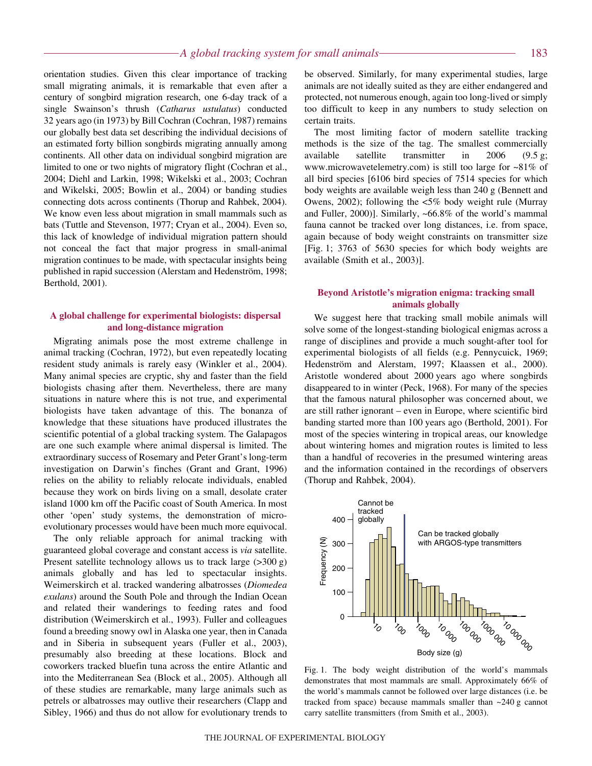orientation studies. Given this clear importance of tracking small migrating animals, it is remarkable that even after a century of songbird migration research, one 6-day track of a single Swainson's thrush (*Catharus ustulatus*) conducted 32 years ago (in 1973) by Bill Cochran (Cochran, 1987) remains our globally best data set describing the individual decisions of an estimated forty billion songbirds migrating annually among continents. All other data on individual songbird migration are limited to one or two nights of migratory flight (Cochran et al., 2004; Diehl and Larkin, 1998; Wikelski et al., 2003; Cochran and Wikelski, 2005; Bowlin et al., 2004) or banding studies connecting dots across continents (Thorup and Rahbek, 2004). We know even less about migration in small mammals such as bats (Tuttle and Stevenson, 1977; Cryan et al., 2004). Even so, this lack of knowledge of individual migration pattern should not conceal the fact that major progress in small-animal migration continues to be made, with spectacular insights being published in rapid succession (Alerstam and Hedenström, 1998; Berthold, 2001).

## A global challenge for experimental biologists: dispersal and long-distance migration

Migrating animals pose the most extreme challenge in animal tracking (Cochran, 1972), but even repeatedly locating resident study animals is rarely easy (Winkler et al., 2004). Many animal species are cryptic, shy and faster than the field biologists chasing after them. Nevertheless, there are many situations in nature where this is not true, and experimental biologists have taken advantage of this. The bonanza of knowledge that these situations have produced illustrates the scientific potential of a global tracking system. The Galapagos are one such example where animal dispersal is limited. The extraordinary success of Rosemary and Peter Grant's long-term investigation on Darwin's finches (Grant and Grant, 1996) relies on the ability to reliably relocate individuals, enabled because they work on birds living on a small, desolate crater island 1000 km off the Pacific coast of South America. In most other 'open' study systems, the demonstration of micro-evolutionary processes would have been much more equivocal.

The only reliable approach for animal tracking with guaranteed global coverage and constant access is *via* satellite. Present satellite technology allows us to track large (>300 g) animals globally and has led to spectacular insights. Weimerskirch et al. tracked wandering albatrosses (*Diomedea exulans*) around the South Pole and through the Indian Ocean and related their wanderings to feeding rates and food distribution (Weimerskirch et al., 1993). Fuller and colleagues found a breeding snowy owl in Alaska one year, then in Canada and in Siberia in subsequent years (Fuller et al., 2003), presumably also breeding at these locations. Block and coworkers tracked bluefin tuna across the entire Atlantic and into the Mediterranean Sea (Block et al., 2005). Although all of these studies are remarkable, many large animals such as petrels or albatrosses may outlive their researchers (Clapp and Sibley, 1966) and thus do not allow for evolutionary trends to be observed. Similarly, for many experimental studies, large animals are not ideally suited as they are either endangered and protected, not numerous enough, again too long-lived or simply too difficult to keep in any numbers to study selection on certain traits.

The most limiting factor of modern satellite tracking methods is the size of the tag. The smallest commercially available satellite transmitter in 2006 (9.5 g; www.microwavetelemetry.com) is still too large for ~81% of all bird species [6106 bird species of 7514 species for which body weights are available weigh less than 240 g (Bennett and Owens, 2002); following the <5% body weight rule (Murray and Fuller, 2000)]. Similarly, ~66.8% of the world's mammal fauna cannot be tracked over long distances, i.e. from space, again because of body weight constraints on transmitter size [Fig. 1; 3763 of 5630 species for which body weights are available (Smith et al., 2003)].

## Beyond Aristotle's migration enigma: tracking small animals globally

We suggest here that tracking small mobile animals will solve some of the longest-standing biological enigmas across a range of disciplines and provide a much sought-after tool for experimental biologists of all fields (e.g. Pennycuick, 1969; Hedenström and Alerstam, 1997; Klaassen et al., 2000). Aristotle wondered about 2000 years ago where songbirds disappeared to in winter (Peck, 1968). For many of the species that the famous natural philosopher was concerned about, we are still rather ignorant – even in Europe, where scientific bird banding started more than 100 years ago (Berthold, 2001). For most of the species wintering in tropical areas, our knowledge about wintering homes and migration routes is limited to less than a handful of recoveries in the presumed wintering areas and the information contained in the recordings of observers (Thorup and Rahbek, 2004).

Fig. 1. The body weight distribution of the world's mammals demonstrates that most mammals are small. Approximately 66% of the world's mammals cannot be followed over large distances (i.e. be tracked from space) because mammals smaller than ~240 g cannot carry satellite transmitters (from Smith et al., 2003).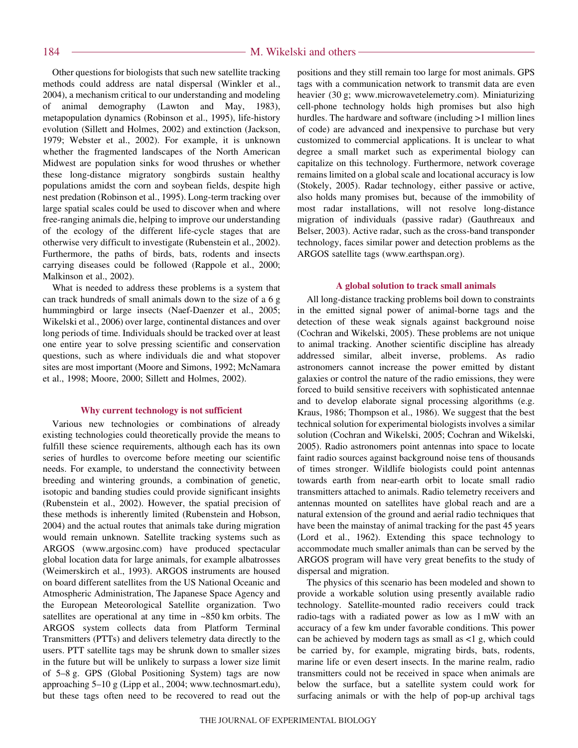Other questions for biologists that such new satellite tracking methods could address are natal dispersal (Winkler et al., 2004), a mechanism critical to our understanding and modeling of animal demography (Lawton and May, 1983), metapopulation dynamics (Robinson et al., 1995), life-history evolution (Sillett and Holmes, 2002) and extinction (Jackson, 1979; Webster et al., 2002). For example, it is unknown whether the fragmented landscapes of the North American Midwest are population sinks for wood thrushes or whether these long-distance migratory songbirds sustain healthy populations amidst the corn and soybean fields, despite high nest predation (Robinson et al., 1995). Long-term tracking over large spatial scales could be used to discover when and where free-ranging animals die, helping to improve our understanding of the ecology of the different life-cycle stages that are otherwise very difficult to investigate (Rubenstein et al., 2002). Furthermore, the paths of birds, bats, rodents and insects carrying diseases could be followed (Rappole et al., 2000; Malkinson et al., 2002).

What is needed to address these problems is a system that can track hundreds of small animals down to the size of a 6 g hummingbird or large insects (Naef-Daenzer et al., 2005; Wikelski et al., 2006) over large, continental distances and over long periods of time. Individuals should be tracked over at least one entire year to solve pressing scientific and conservation questions, such as where individuals die and what stopover sites are most important (Moore and Simons, 1992; McNamara et al., 1998; Moore, 2000; Sillett and Holmes, 2002).

## Why current technology is not sufficient

Various new technologies or combinations of already existing technologies could theoretically provide the means to fulfill these science requirements, although each has its own series of hurdles to overcome before meeting our scientific needs. For example, to understand the connectivity between breeding and wintering grounds, a combination of genetic, isotopic and banding studies could provide significant insights (Rubenstein et al., 2002). However, the spatial precision of these methods is inherently limited (Rubenstein and Hobson, 2004) and the actual routes that animals take during migration would remain unknown. Satellite tracking systems such as ARGOS (www.argosinc.com) have produced spectacular global location data for large animals, for example albatrosses (Weimerskirch et al., 1993). ARGOS instruments are housed on board different satellites from the US National Oceanic and Atmospheric Administration, The Japanese Space Agency and the European Meteorological Satellite organization. Two satellites are operational at any time in ~850 km orbits. The ARGOS system collects data from Platform Terminal Transmitters (PTTs) and delivers telemetry data directly to the users. PTT satellite tags may be shrunk down to smaller sizes in the future but will be unlikely to surpass a lower size limit of 5–8 g. GPS (Global Positioning System) tags are now approaching 5–10 g (Lipp et al., 2004; www.technosmart.edu), but these tags often need to be recovered to read out the positions and they still remain too large for most animals. GPS tags with a communication network to transmit data are even heavier (30 g; www.microwavetelemetry.com). Miniaturizing cell-phone technology holds high promises but also high hurdles. The hardware and software (including >1 million lines of code) are advanced and inexpensive to purchase but very customized to commercial applications. It is unclear to what degree a small market such as experimental biology can capitalize on this technology. Furthermore, network coverage remains limited on a global scale and locational accuracy is low (Stokely, 2005). Radar technology, either passive or active, also holds many promises but, because of the immobility of most radar installations, will not resolve long-distance migration of individuals (passive radar) (Gauthreaux and Belser, 2003). Active radar, such as the cross-band transponder technology, faces similar power and detection problems as the ARGOS satellite tags (www.earthspan.org).

## A global solution to track small animals

All long-distance tracking problems boil down to constraints in the emitted signal power of animal-borne tags and the detection of these weak signals against background noise (Cochran and Wikelski, 2005). These problems are not unique to animal tracking. Another scientific discipline has already addressed similar, albeit inverse, problems. As radio astronomers cannot increase the power emitted by distant galaxies or control the nature of the radio emissions, they were forced to build sensitive receivers with sophisticated antennae and to develop elaborate signal processing algorithms (e.g. Kraus, 1986; Thompson et al., 1986). We suggest that the best technical solution for experimental biologists involves a similar solution (Cochran and Wikelski, 2005; Cochran and Wikelski, 2005). Radio astronomers point antennas into space to locate faint radio sources against background noise tens of thousands of times stronger. Wildlife biologists could point antennas towards earth from near-earth orbit to locate small radio transmitters attached to animals. Radio telemetry receivers and antennas mounted on satellites have global reach and are a natural extension of the ground and aerial radio techniques that have been the mainstay of animal tracking for the past 45 years (Lord et al., 1962). Extending this space technology to accommodate much smaller animals than can be served by the ARGOS program will have very great benefits to the study of dispersal and migration.

The physics of this scenario has been modeled and shown to provide a workable solution using presently available radio technology. Satellite-mounted radio receivers could track radio-tags with a radiated power as low as 1 mW with an accuracy of a few km under favorable conditions. This power can be achieved by modern tags as small as <1 g, which could be carried by, for example, migrating birds, bats, rodents, marine life or even desert insects. In the marine realm, radio transmitters could not be received in space when animals are below the surface, but a satellite system could work for surfacing animals or with the help of pop-up archival tags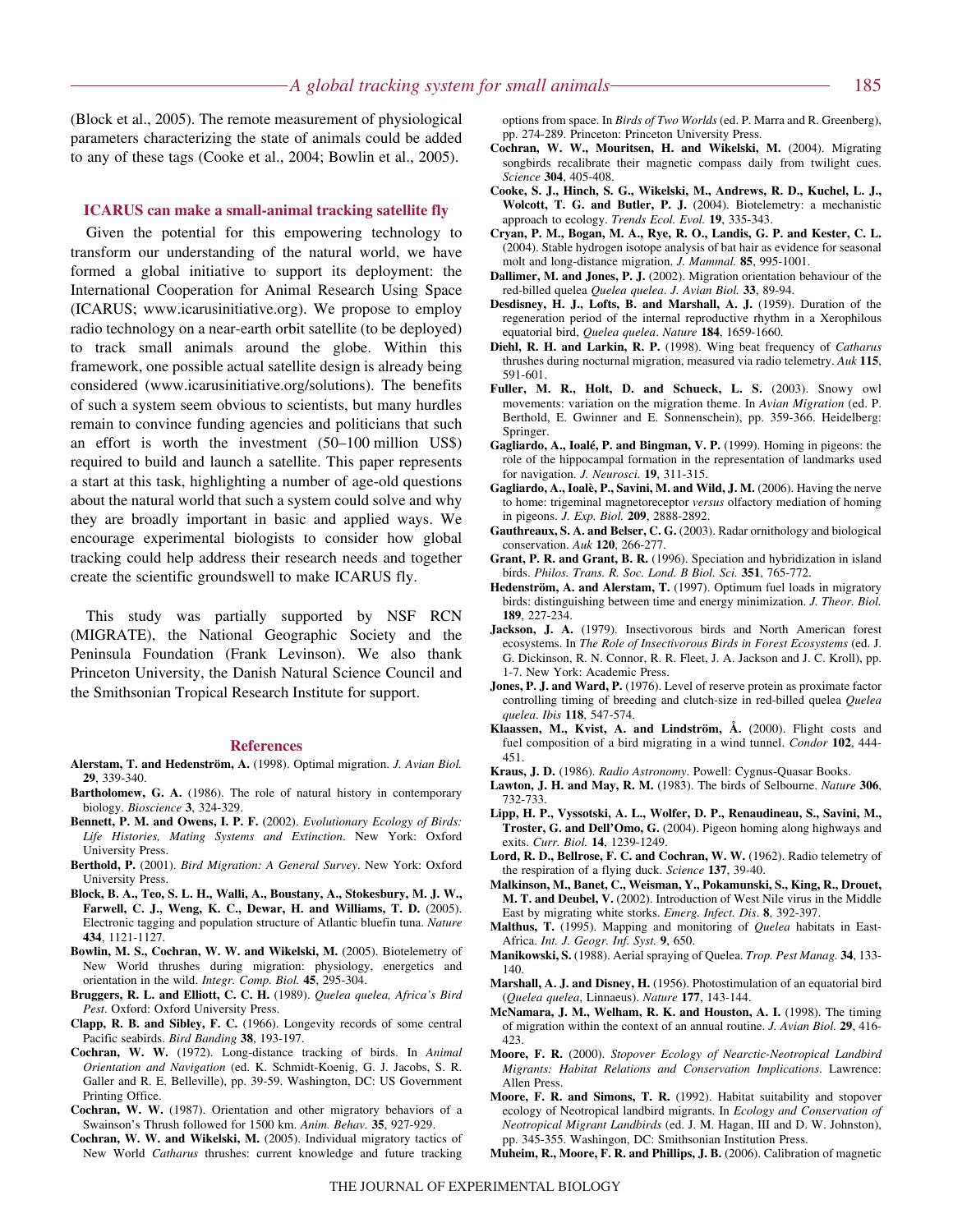(Block et al., 2005). The remote measurement of physiological parameters characterizing the state of animals could be added to any of these tags (Cooke et al., 2004; Bowlin et al., 2005).

### ICARUS can make a small-animal tracking satellite fly

Given the potential for this empowering technology to transform our understanding of the natural world, we have formed a global initiative to support its deployment: the International Cooperation for Animal Research Using Space (ICARUS; www.icarusinitiative.org). We propose to employ radio technology on a near-earth orbit satellite (to be deployed) to track small animals around the globe. Within this framework, one possible actual satellite design is already being considered (www.icarusinitiative.org/solutions). The benefits of such a system seem obvious to scientists, but many hurdles remain to convince funding agencies and politicians that such an effort is worth the investment (50–100 million US$) required to build and launch a satellite. This paper represents a start at this task, highlighting a number of age-old questions about the natural world that such a system could solve and why they are broadly important in basic and applied ways. We encourage experimental biologists to consider how global tracking could help address their research needs and together create the scientific groundswell to make ICARUS fly.

This study was partially supported by NSF RCN (MIGRATE), the National Geographic Society and the Peninsula Foundation (Frank Levinson). We also thank Princeton University, the Danish Natural Science Council and the Smithsonian Tropical Research Institute for support.

## References

**Alerstam, T. and Hedenström, A.** (1998). Optimal migration. *J. Avian Biol.* **29**, 339-340.

**Bartholomew, G. A.** (1986). The role of natural history in contemporary biology. *Bioscience* **3**, 324-329.

**Bennett, P. M. and Owens, I. P. F.** (2002). *Evolutionary Ecology of Birds: Life Histories, Mating Systems and Extinction*. New York: Oxford University Press.

**Berthold, P.** (2001). *Bird Migration: A General Survey*. New York: Oxford University Press.

**Block, B. A., Teo, S. L. H., Walli, A., Boustany, A., Stokesbury, M. J. W., Farwell, C. J., Weng, K. C., Dewar, H. and Williams, T. D.** (2005). Electronic tagging and population structure of Atlantic bluefin tuna. *Nature* **434**, 1121-1127.

**Bowlin, M. S., Cochran, W. W. and Wikelski, M.** (2005). Biotelemetry of New World thrushes during migration: physiology, energetics and orientation in the wild. *Integr. Comp. Biol.* **45**, 295-304.

**Bruggers, R. L. and Elliott, C. C. H.** (1989). *Quelea quelea, Africa's Bird Pest*. Oxford: Oxford University Press.

**Clapp, R. B. and Sibley, F. C.** (1966). Longevity records of some central Pacific seabirds. *Bird Banding* **38**, 193-197.

**Cochran, W. W.** (1972). Long-distance tracking of birds. In *Animal Orientation and Navigation* (ed. K. Schmidt-Koenig, G. J. Jacobs, S. R. Galler and R. E. Belleville), pp. 39-59. Washington, DC: US Government Printing Office.

**Cochran, W. W.** (1987). Orientation and other migratory behaviors of a Swainson's Thrush followed for 1500 km. *Anim. Behav.* **35**, 927-929.

**Cochran, W. W. and Wikelski, M.** (2005). Individual migratory tactics of New World *Catharus* thrushes: current knowledge and future tracking options from space. In *Birds of Two Worlds* (ed. P. Marra and R. Greenberg), pp. 274-289. Princeton: Princeton University Press.

**Cochran, W. W., Mouritsen, H. and Wikelski, M.** (2004). Migrating songbirds recalibrate their magnetic compass daily from twilight cues. *Science* **304**, 405-408.

**Cooke, S. G., Hinch, S. G., Wikelski, M., Andrews, R. D., Kuchel, L. J., Wolcott, T. G. and Butler, P. J.** (2004). Biotelemetry: a mechanistic approach to ecology. *Trends Ecol. Evol.* **19**, 335-343.

**Cryan, P. M., Bogan, M. A., Rye, R. O., Landis, G. P. and Kester, C. L.** (2004). Stable hydrogen isotope analysis of bat hair as evidence for seasonal molt and long-distance migration. *J. Mammal.* **85**, 995-1001.

**Dallimer, M. and Jones, P. J.** (2002). Migration orientation behaviour of the red-billed quelea *Quelea quelea*. *J. Avian Biol.* **33**, 89-94.

**Desdisney, H. J., Lofts, B. and Marshall, A. J.** (1959). Duration of the regeneration period of the internal reproductive rhythm in a Xerophilous equatorial bird, *Quelea quelea*. *Nature* **184**, 1659-1660.

**Diehl, R. H. and Larkin, R. P.** (1998). Wing beat frequency of *Catharus* thrushes during nocturnal migration, measured via radio telemetry. *Auk* **115**, 591-601.

**Fuller, M. R., Holt, D. and Schueck, L. S.** (2003). Snowy owl movements: variation on the migration theme. In *Avian Migration* (ed. P. Berthold, E. Gwinner and E. Sonnenschein), pp. 359-366. Heidelberg: Springer.

**Gagliardo, A., Ioalé, P. and Bingman, V. P.** (1999). Homing in pigeons: the role of the hippocampal formation in the representation of landmarks used for navigation. *J. Neurosci.* **19**, 311-315.

**Gagliardo, A., Ioalè, P., Savini, M. and Wild, J. M.** (2006). Having the nerve to home: trigeminal magnetoreceptor *versus* olfactory mediation of homing in pigeons. *J. Exp. Biol.* **209**, 2888-2892.

**Gauthreaux, S. A. and Belser, C. G.** (2003). Radar ornithology and biological conservation. *Auk* **120**, 266-277.

**Grant, P. R. and Grant, B. R.** (1996). Speciation and hybridization in island birds. *Philos. Trans. R. Soc. Lond. B Biol. Sci.* **351**, 765-772.

**Hedenström, A. and Alerstam, T.** (1997). Optimum fuel loads in migratory birds: distinguishing between time and energy minimization. *J. Theor. Biol.* **189**, 227-234.

**Jackson, J. A.** (1979). Insectivorous birds and North American forest ecosystems. In *The Role of Insectivorous Birds in Forest Ecosystems* (ed. J. G. Dickinson, R. N. Connor, R. R. Fleet, J. A. Jackson and J. C. Kroll), pp. 1-7. New York: Academic Press.

**Jones, P. J. and Ward, P.** (1976). Level of reserve protein as proximate factor controlling timing of breeding and clutch-size in red-billed quelea *Quelea quelea*. *Ibis* **118**, 547-574.

**Klaassen, M., Kvist, A. and Lindström, Å.** (2000). Flight costs and fuel composition of a bird migrating in a wind tunnel. *Condor* **102**, 444-451.

**Kraus, J. D.** (1986). *Radio Astronomy*. Powell: Cygnus-Quasar Books.

**Lawton, J. H. and May, R. M.** (1983). The birds of Selbourne. *Nature* **306**, 732-733.

**Lipp, H. P., Vyssotski, A. L., Wolfer, D. P., Renaudineau, S., Savini, M., Troster, G. and Dell'Omo, G.** (2004). Pigeon homing along highways and exits. *Curr. Biol.* **14**, 1239-1249.

**Lord, R. D., Bellrose, F. C. and Cochran, W. W.** (1962). Radio telemetry of the respiration of a flying duck. *Science* **137**, 39-40.

**Malkinson, M., Banet, C., Weisman, Y., Pokamunski, S., King, R., Drouet, M. T. and Deubel, V.** (2002). Introduction of West Nile virus in the Middle East by migrating white storks. *Emerg. Infect. Dis*. **8**, 392-397.

**Malthus, T.** (1995). Mapping and monitoring of *Quelea* habitats in East-Africa. *Int. J. Geogr. Inf. Syst.* **9**, 650.

**Manikowski, S.** (1988). Aerial spraying of Quelea. *Trop. Pest Manag.* **34**, 133-140.

**Marshall, A. J. and Disney, H.** (1956). Photostimulation of an equatorial bird (*Quelea quelea*, Linnaeus). *Nature* **177**, 143-144.

**McNamara, J. M., Welham, R. K. and Houston, A. I.** (1998). The timing of migration within the context of an annual routine. *J. Avian Biol.* **29**, 416-423.

**Moore, F. R.** (2000). *Stopover Ecology of Nearctic-Neotropical Landbird Migrants: Habitat Relations and Conservation Implications*. Lawrence: Allen Press.

**Moore, F. R. and Simons, T. R.** (1992). Habitat suitability and stopover ecology of Neotropical landbird migrants. In *Ecology and Conservation of Neotropical Migrant Landbirds* (ed. J. M. Hagan, III and D. W. Johnston), pp. 345-355. Washington, DC: Smithsonian Institution Press.

**Muheim, R., Moore, F. R. and Phillips, J. B.** (2006). Calibration of magnetic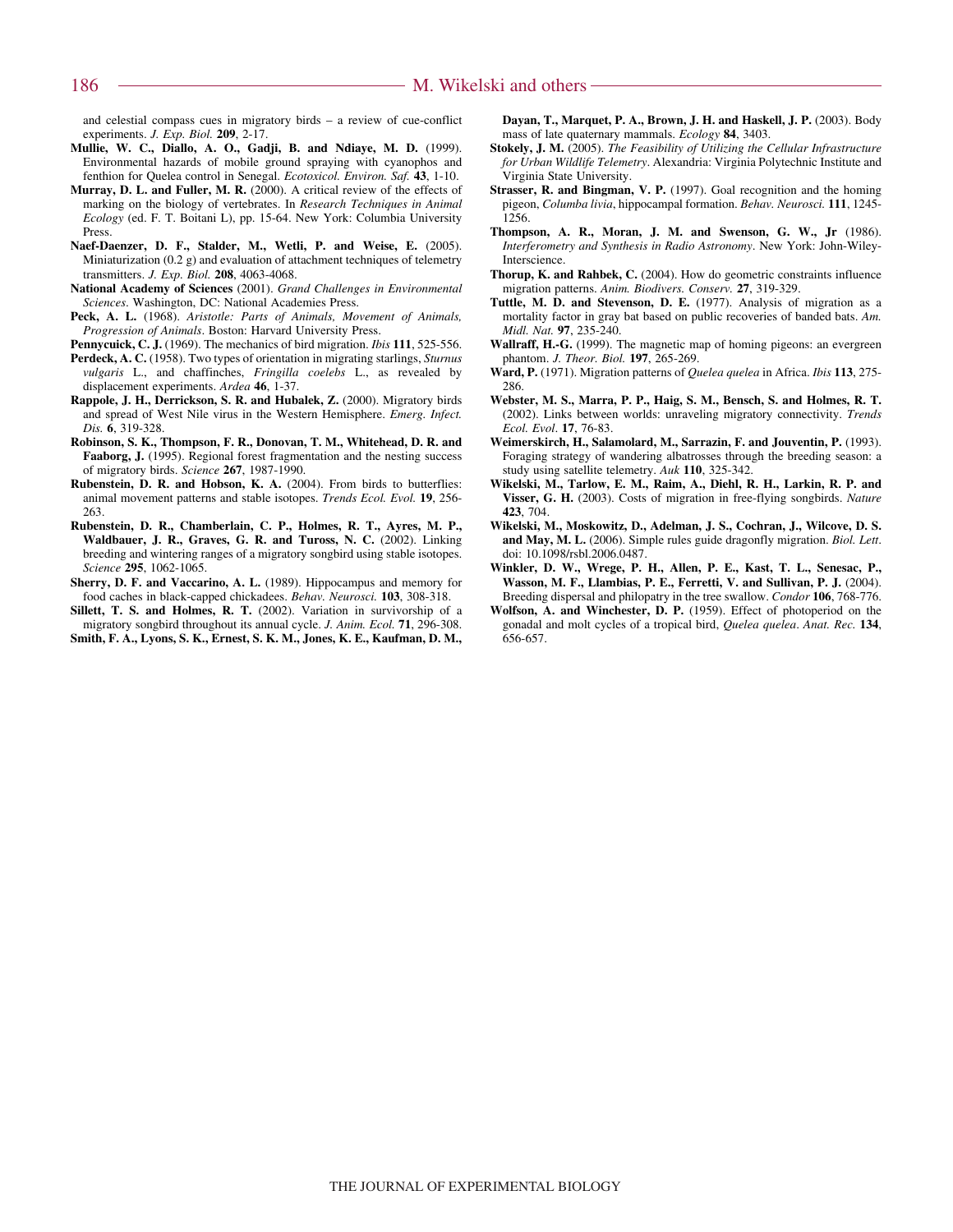and celestial compass cues in migratory birds – a review of cue-conflict experiments. *J. Exp. Biol.* **209**, 2-17.

**Mullie, W. C., Diallo, A. O., Gadji, B. and Ndiaye, M. D.** (1999). Environmental hazards of mobile ground spraying with cyanophos and fenthion for Quelea control in Senegal. *Ecotoxicol. Environ. Saf.* **43**, 1-10.

**Murray, D. L. and Fuller, M. R.** (2000). A critical review of the effects of marking on the biology of vertebrates. In *Research Techniques in Animal Ecology* (ed. F. T. Boitani L), pp. 15-64. New York: Columbia University Press.

**Naef-Daenzer, D. F., Stalder, M., Wetli, P. and Weise, E.** (2005). Miniaturization (0.2 g) and evaluation of attachment techniques of telemetry transmitters. *J. Exp. Biol.* **208**, 4063-4068.

**National Academy of Sciences** (2001). *Grand Challenges in Environmental Sciences*. Washington, DC: National Academies Press.

**Peck, A. L.** (1968). *Aristotle: Parts of Animals, Movement of Animals, Progression of Animals*. Boston: Harvard University Press.

**Pennycuick, C. J.** (1969). The mechanics of bird migration. *Ibis* **111**, 525-556.

**Perdeck, A. C.** (1958). Two types of orientation in migrating starlings, *Sturnus vulgaris* L., and chaffinches, *Fringilla coelebs* L., as revealed by displacement experiments. *Ardea* **46**, 1-37.

**Rappole, J. H., Derrickson, S. R. and Hubalek, Z.** (2000). Migratory birds and spread of West Nile virus in the Western Hemisphere. *Emerg. Infect. Dis.* **6**, 319-328.

**Robinson, S. K., Thompson, F. R., Donovan, T. M., Whitehead, D. R. and Faaborg, J.** (1995). Regional forest fragmentation and the nesting success of migratory birds. *Science* **267**, 1987-1990.

**Rubenstein, D. R. and Hobson, K. A.** (2004). From birds to butterflies: animal movement patterns and stable isotopes. *Trends Ecol. Evol.* **19**, 256-263.

**Rubenstein, D. R., Chamberlain, C. P., Holmes, R. T., Ayres, M. P., Waldbauer, J. R., Graves, G. R. and Tuross, N. C.** (2002). Linking breeding and wintering ranges of a migratory songbird using stable isotopes. *Science* **295**, 1062-1065.

**Sherry, D. F. and Vaccarino, A. L.** (1989). Hippocampus and memory for food caches in black-capped chickadees. *Behav. Neurosci.* **103**, 308-318.

**Sillett, T. S. and Holmes, R. T.** (2002). Variation in survivorship of a migratory songbird throughout its annual cycle. *J. Anim. Ecol.* **71**, 296-308.

**Smith, F. A., Lyons, S. K., Ernest, S. K. M., Jones, K. E., Kaufman, D. M., Dayan, T., Marquet, P. A., Brown, J. H. and Haskell, J. P.** (2003). Body mass of late quaternary mammals. *Ecology* **84**, 3403.

**Stokely, J. M.** (2005). *The Feasibility of Utilizing the Cellular Infrastructure for Urban Wildlife Telemetry*. Alexandria: Virginia Polytechnic Institute and Virginia State University.

**Strasser, R. and Bingman, V. P.** (1997). Goal recognition and the homing pigeon, *Columba livia*, hippocampal formation. *Behav. Neurosci.* **111**, 1245-1256.

**Thompson, A. R., Moran, J. M. and Swenson, G. W., Jr** (1986). *Interferometry and Synthesis in Radio Astronomy*. New York: John-Wiley-Interscience.

**Thorup, K. and Rahbek, C.** (2004). How do geometric constraints influence migration patterns. *Anim. Biodivers. Conserv.* **27**, 319-329.

**Tuttle, M. D. and Stevenson, D. E.** (1977). Analysis of migration as a mortality factor in gray bat based on public recoveries of banded bats. *Am. Midl. Nat.* **97**, 235-240.

**Wallraff, H.-G.** (1999). The magnetic map of homing pigeons: an evergreen phantom. *J. Theor. Biol.* **197**, 265-269.

**Ward, P.** (1971). Migration patterns of *Quelea quelea* in Africa. *Ibis* **113**, 275-286.

**Webster, M. S., Marra, P. P., Haig, S. M., Bensch, S. and Holmes, R. T.** (2002). Links between worlds: unraveling migratory connectivity. *Trends Ecol. Evol*. **17**, 76-83.

**Weimerskirch, H., Salamolard, M., Sarrazin, F. and Jouventin, P.** (1993). Foraging strategy of wandering albatrosses through the breeding season: a study using satellite telemetry. *Auk* **110**, 325-342.

**Wikelski, M., Tarlow, E. M., Raim, A., Diehl, R. H., Larkin, R. P. and Visser, G. H.** (2003). Costs of migration in free-flying songbirds. *Nature* **423**, 704.

**Wikelski, M., Moskowitz, D., Adelman, J. S., Cochran, J., Wilcove, D. S. and May, M. L.** (2006). Simple rules guide dragonfly migration. *Biol. Lett*. doi: 10.1098/rsbl.2006.0487.

**Winkler, D. W., Wrege, P. H., Allen, P. E., Kast, T. L., Senesac, P., Wasson, M. F., Llambias, P. E., Ferretti, V. and Sullivan, P. J.** (2004). Breeding dispersal and philopatry in the tree swallow. *Condor* **106**, 768-776.

**Wolfson, A. and Winchester, D. P.** (1959). Effect of photoperiod on the gonadal and molt cycles of a tropical bird, *Quelea quelea*. *Anat. Rec.* **134**, 656-657.